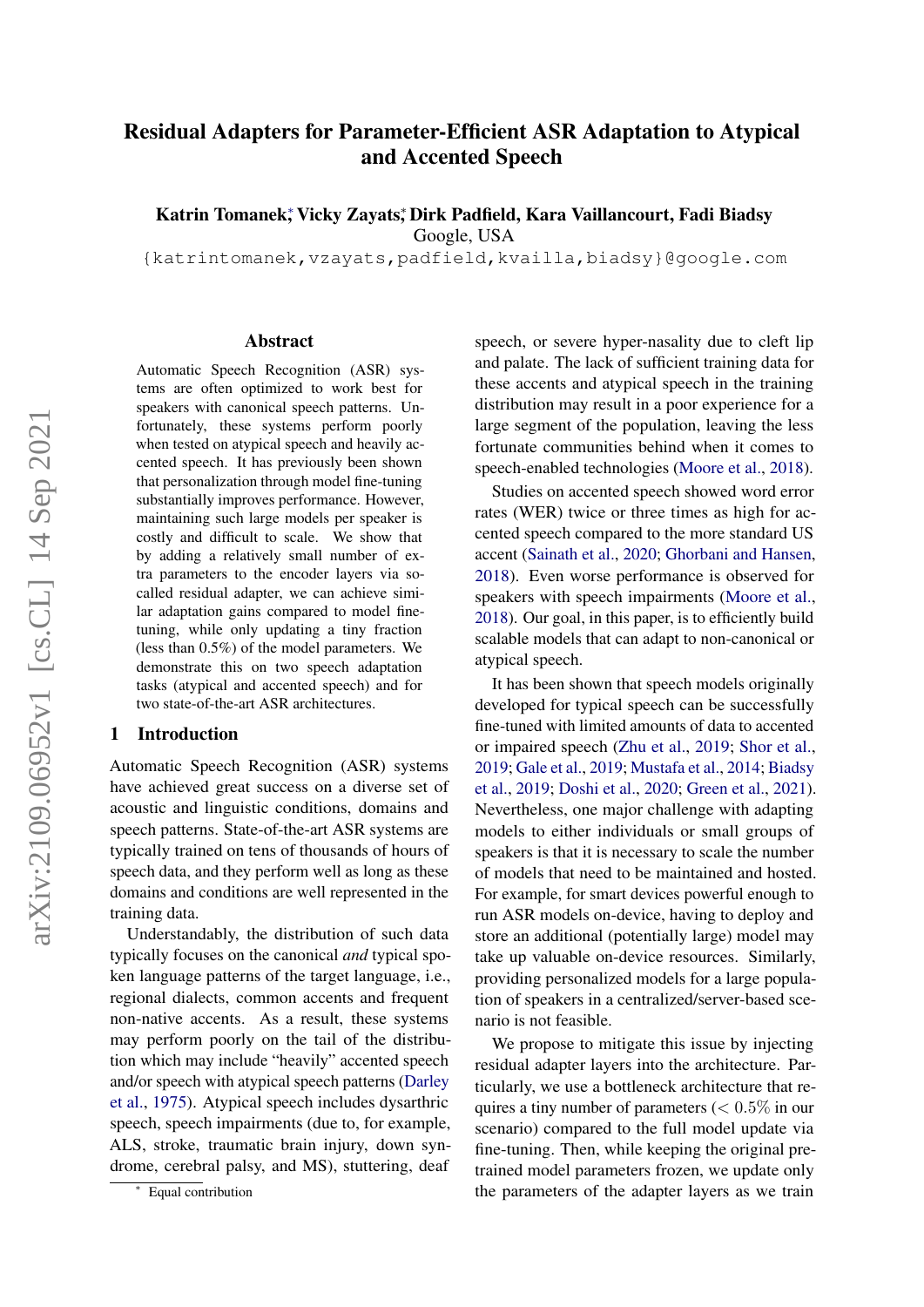# Residual Adapters for Parameter-Efficient ASR Adaptation to Atypical and Accented Speech

**Katrin Tomanek*, Vicky Zayats*, Dirk Padfield, Kara Vaillancourt, Fadi Biadsy**
Google, USA
{katrintomanek,vzayats,padfield,kvailla,biadsy}@google.com

## Abstract

Automatic Speech Recognition (ASR) systems are often optimized to work best for speakers with canonical speech patterns. Unfortunately, these systems perform poorly when tested on atypical speech and heavily accented speech. It has previously been shown that personalization through model fine-tuning substantially improves performance. However, maintaining such large models per speaker is costly and difficult to scale. We show that by adding a relatively small number of extra parameters to the encoder layers via so-called residual adapter, we can achieve similar adaptation gains compared to model fine-tuning, while only updating a tiny fraction (less than 0.5%) of the model parameters. We demonstrate this on two speech adaptation tasks (atypical and accented speech) and for two state-of-the-art ASR architectures.

## 1 Introduction

Automatic Speech Recognition (ASR) systems have achieved great success on a diverse set of acoustic and linguistic conditions, domains and speech patterns. State-of-the-art ASR systems are typically trained on tens of thousands of hours of speech data, and they perform well as long as these domains and conditions are well represented in the training data.

Understandably, the distribution of such data typically focuses on the canonical *and* typical spoken language patterns of the target language, i.e., regional dialects, common accents and frequent non-native accents. As a result, these systems may perform poorly on the tail of the distribution which may include "heavily" accented speech and/or speech with atypical speech patterns (Darley et al., 1975). Atypical speech includes dysarthric speech, speech impairments (due to, for example, ALS, stroke, traumatic brain injury, down syndrome, cerebral palsy, and MS), stuttering, deaf speech, or severe hyper-nasality due to cleft lip and palate. The lack of sufficient training data for these accents and atypical speech in the training distribution may result in a poor experience for a large segment of the population, leaving the less fortunate communities behind when it comes to speech-enabled technologies (Moore et al., 2018).

Studies on accented speech showed word error rates (WER) twice or three times as high for accented speech compared to the more standard US accent (Sainath et al., 2020; Ghorbani and Hansen, 2018). Even worse performance is observed for speakers with speech impairments (Moore et al., 2018). Our goal, in this paper, is to efficiently build scalable models that can adapt to non-canonical or atypical speech.

It has been shown that speech models originally developed for typical speech can be successfully fine-tuned with limited amounts of data to accented or impaired speech (Zhu et al., 2019; Shor et al., 2019; Gale et al., 2019; Mustafa et al., 2014; Biadsy et al., 2019; Doshi et al., 2020; Green et al., 2021). Nevertheless, one major challenge with adapting models to either individuals or small groups of speakers is that it is necessary to scale the number of models that need to be maintained and hosted. For example, for smart devices powerful enough to run ASR models on-device, having to deploy and store an additional (potentially large) model may take up valuable on-device resources. Similarly, providing personalized models for a large population of speakers in a centralized/server-based scenario is not feasible.

We propose to mitigate this issue by injecting residual adapter layers into the architecture. Particularly, we use a bottleneck architecture that requires a tiny number of parameters ($< 0.5\%$ in our scenario) compared to the full model update via fine-tuning. Then, while keeping the original pre-trained model parameters frozen, we update only the parameters of the adapter layers as we train

* Equal contribution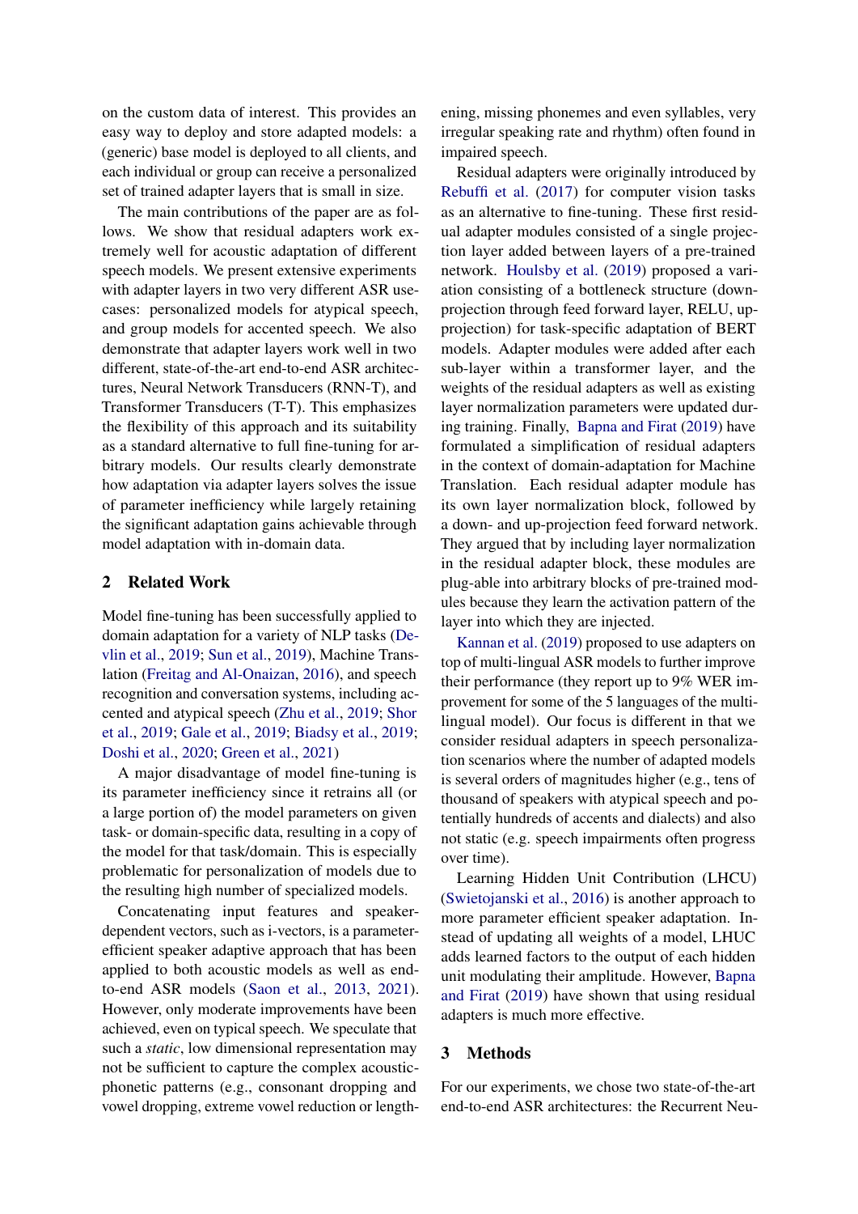on the custom data of interest. This provides an easy way to deploy and store adapted models: a (generic) base model is deployed to all clients, and each individual or group can receive a personalized set of trained adapter layers that is small in size.

The main contributions of the paper are as follows. We show that residual adapters work extremely well for acoustic adaptation of different speech models. We present extensive experiments with adapter layers in two very different ASR use-cases: personalized models for atypical speech, and group models for accented speech. We also demonstrate that adapter layers work well in two different, state-of-the-art end-to-end ASR architectures, Neural Network Transducers (RNN-T), and Transformer Transducers (T-T). This emphasizes the flexibility of this approach and its suitability as a standard alternative to full fine-tuning for arbitrary models. Our results clearly demonstrate how adaptation via adapter layers solves the issue of parameter inefficiency while largely retaining the significant adaptation gains achievable through model adaptation with in-domain data.

## 2 Related Work

Model fine-tuning has been successfully applied to domain adaptation for a variety of NLP tasks (Devlin et al., 2019; Sun et al., 2019), Machine Translation (Freitag and Al-Onaizan, 2016), and speech recognition and conversation systems, including accented and atypical speech (Zhu et al., 2019; Shor et al., 2019; Gale et al., 2019; Biadsy et al., 2019; Doshi et al., 2020; Green et al., 2021)

A major disadvantage of model fine-tuning is its parameter inefficiency since it retrains all (or a large portion of) the model parameters on given task- or domain-specific data, resulting in a copy of the model for that task/domain. This is especially problematic for personalization of models due to the resulting high number of specialized models.

Concatenating input features and speaker-dependent vectors, such as i-vectors, is a parameter-efficient speaker adaptive approach that has been applied to both acoustic models as well as end-to-end ASR models (Saon et al., 2013, 2021). However, only moderate improvements have been achieved, even on typical speech. We speculate that such a *static*, low dimensional representation may not be sufficient to capture the complex acoustic-phonetic patterns (e.g., consonant dropping and vowel dropping, extreme vowel reduction or lengthening, missing phonemes and even syllables, very irregular speaking rate and rhythm) often found in impaired speech.

Residual adapters were originally introduced by Rebuffi et al. (2017) for computer vision tasks as an alternative to fine-tuning. These first residual adapter modules consisted of a single projection layer added between layers of a pre-trained network. Houlsby et al. (2019) proposed a variation consisting of a bottleneck structure (down-projection through feed forward layer, RELU, up-projection) for task-specific adaptation of BERT models. Adapter modules were added after each sub-layer within a transformer layer, and the weights of the residual adapters as well as existing layer normalization parameters were updated during training. Finally, Bapna and Firat (2019) have formulated a simplification of residual adapters in the context of domain-adaptation for Machine Translation. Each residual adapter module has its own layer normalization block, followed by a down- and up-projection feed forward network. They argued that by including layer normalization in the residual adapter block, these modules are plug-able into arbitrary blocks of pre-trained modules because they learn the activation pattern of the layer into which they are injected.

Kannan et al. (2019) proposed to use adapters on top of multi-lingual ASR models to further improve their performance (they report up to 9% WER improvement for some of the 5 languages of the multi-lingual model). Our focus is different in that we consider residual adapters in speech personalization scenarios where the number of adapted models is several orders of magnitudes higher (e.g., tens of thousand of speakers with atypical speech and potentially hundreds of accents and dialects) and also not static (e.g. speech impairments often progress over time).

Learning Hidden Unit Contribution (LHCU) (Swietojanski et al., 2016) is another approach to more parameter efficient speaker adaptation. Instead of updating all weights of a model, LHUC adds learned factors to the output of each hidden unit modulating their amplitude. However, Bapna and Firat (2019) have shown that using residual adapters is much more effective.

## 3 Methods

For our experiments, we chose two state-of-the-art end-to-end ASR architectures: the Recurrent Neu-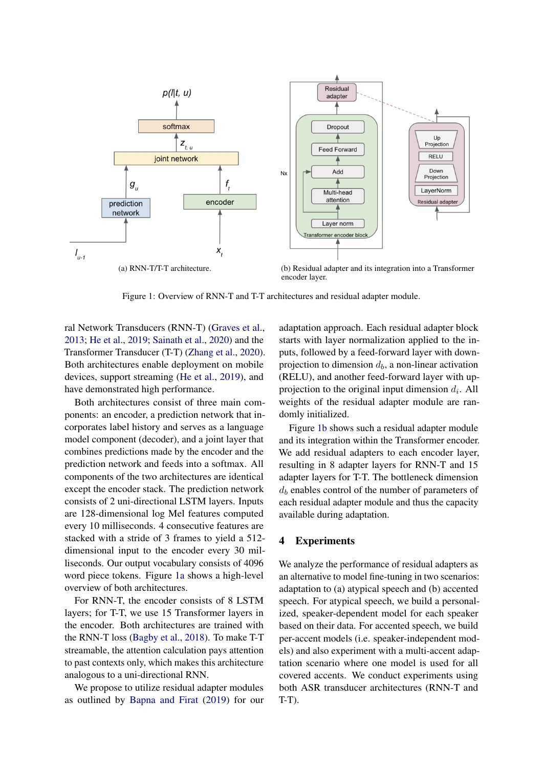(a) RNN-T/T-T architecture.

(b) Residual adapter and its integration into a Transformer encoder layer.

Figure 1: Overview of RNN-T and T-T architectures and residual adapter module.

ral Network Transducers (RNN-T) (Graves et al., 2013; He et al., 2019; Sainath et al., 2020) and the Transformer Transducer (T-T) (Zhang et al., 2020). Both architectures enable deployment on mobile devices, support streaming (He et al., 2019), and have demonstrated high performance.

Both architectures consist of three main components: an encoder, a prediction network that incorporates label history and serves as a language model component (decoder), and a joint layer that combines predictions made by the encoder and the prediction network and feeds into a softmax. All components of the two architectures are identical except the encoder stack. The prediction network consists of 2 uni-directional LSTM layers. Inputs are 128-dimensional log Mel features computed every 10 milliseconds. 4 consecutive features are stacked with a stride of 3 frames to yield a 512-dimensional input to the encoder every 30 milliseconds. Our output vocabulary consists of 4096 word piece tokens. Figure 1a shows a high-level overview of both architectures.

For RNN-T, the encoder consists of 8 LSTM layers; for T-T, we use 15 Transformer layers in the encoder. Both architectures are trained with the RNN-T loss (Bagby et al., 2018). To make T-T streamable, the attention calculation pays attention to past contexts only, which makes this architecture analogous to a uni-directional RNN.

We propose to utilize residual adapter modules as outlined by Bapna and Firat (2019) for our adaptation approach. Each residual adapter block starts with layer normalization applied to the inputs, followed by a feed-forward layer with down-projection to dimension $d_b$, a non-linear activation (RELU), and another feed-forward layer with up-projection to the original input dimension $d_i$. All weights of the residual adapter module are randomly initialized.

Figure 1b shows such a residual adapter module and its integration within the Transformer encoder. We add residual adapters to each encoder layer, resulting in 8 adapter layers for RNN-T and 15 adapter layers for T-T. The bottleneck dimension $d_b$ enables control of the number of parameters of each residual adapter module and thus the capacity available during adaptation.

## 4 Experiments

We analyze the performance of residual adapters as an alternative to model fine-tuning in two scenarios: adaptation to (a) atypical speech and (b) accented speech. For atypical speech, we build a personalized, speaker-dependent model for each speaker based on their data. For accented speech, we build per-accent models (i.e. speaker-independent models) and also experiment with a multi-accent adaptation scenario where one model is used for all covered accents. We conduct experiments using both ASR transducer architectures (RNN-T and T-T).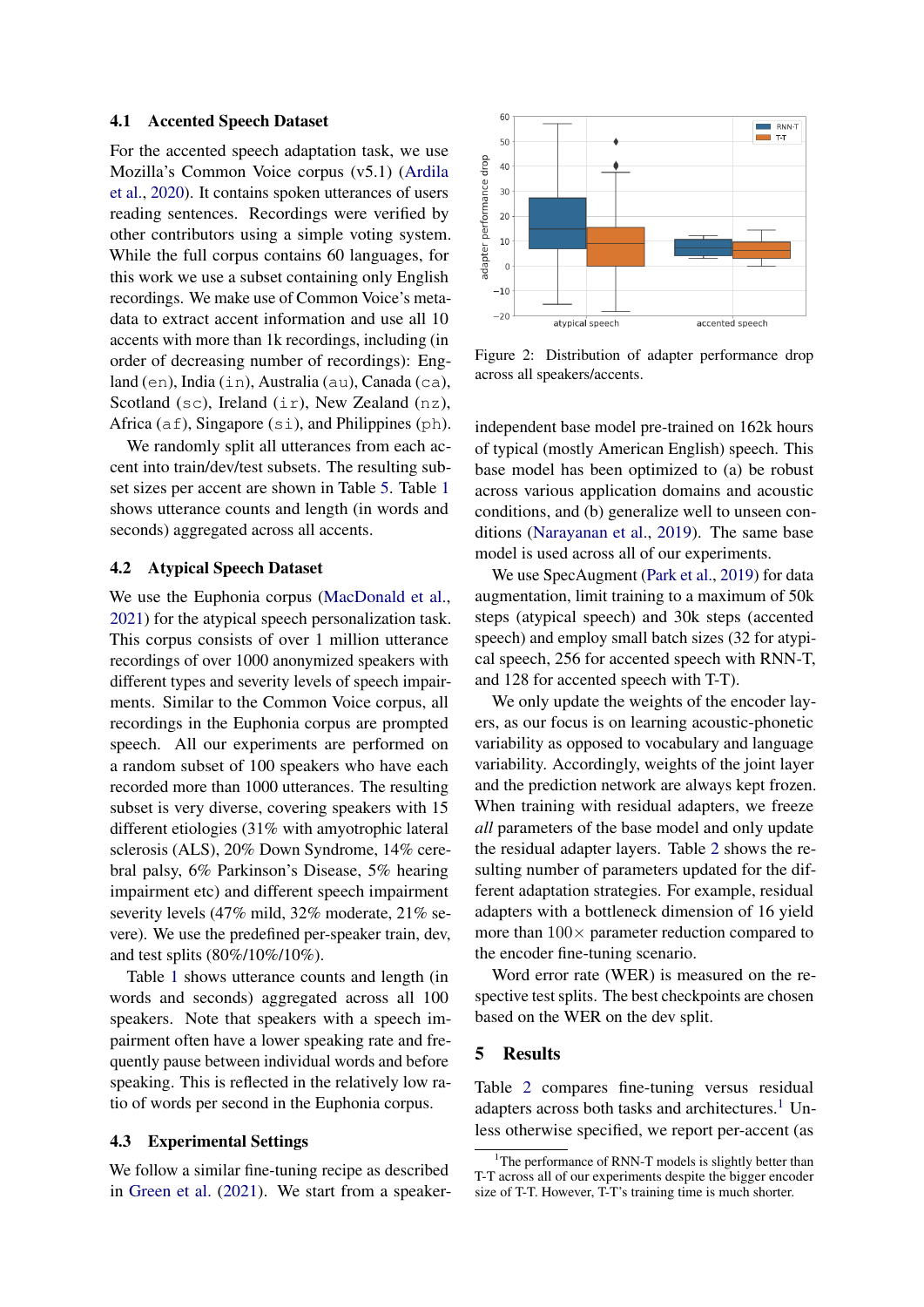### 4.1 Accented Speech Dataset

For the accented speech adaptation task, we use Mozilla's Common Voice corpus (v5.1) (Ardila et al., 2020). It contains spoken utterances of users reading sentences. Recordings were verified by other contributors using a simple voting system. While the full corpus contains 60 languages, for this work we use a subset containing only English recordings. We make use of Common Voice's meta-data to extract accent information and use all 10 accents with more than 1k recordings, including (in order of decreasing number of recordings): England (en), India (in), Australia (au), Canada (ca), Scotland (sc), Ireland (ir), New Zealand (nz), Africa (af), Singapore (si), and Philippines (ph).

We randomly split all utterances from each accent into train/dev/test subsets. The resulting subset sizes per accent are shown in Table 5. Table 1 shows utterance counts and length (in words and seconds) aggregated across all accents.

### 4.2 Atypical Speech Dataset

We use the Euphonia corpus (MacDonald et al., 2021) for the atypical speech personalization task. This corpus consists of over 1 million utterance recordings of over 1000 anonymized speakers with different types and severity levels of speech impairments. Similar to the Common Voice corpus, all recordings in the Euphonia corpus are prompted speech. All our experiments are performed on a random subset of 100 speakers who have each recorded more than 1000 utterances. The resulting subset is very diverse, covering speakers with 15 different etiologies (31% with amyotrophic lateral sclerosis (ALS), 20% Down Syndrome, 14% cerebral palsy, 6% Parkinson's Disease, 5% hearing impairment etc) and different speech impairment severity levels (47% mild, 32% moderate, 21% severe). We use the predefined per-speaker train, dev, and test splits (80%/10%/10%).

Table 1 shows utterance counts and length (in words and seconds) aggregated across all 100 speakers. Note that speakers with a speech impairment often have a lower speaking rate and frequently pause between individual words and before speaking. This is reflected in the relatively low ratio of words per second in the Euphonia corpus.

### 4.3 Experimental Settings

We follow a similar fine-tuning recipe as described in Green et al. (2021). We start from a speaker-independent base model pre-trained on 162k hours of typical (mostly American English) speech. This base model has been optimized to (a) be robust across various application domains and acoustic conditions, and (b) generalize well to unseen conditions (Narayanan et al., 2019). The same base model is used across all of our experiments.

Figure 2: Distribution of adapter performance drop across all speakers/accents.

We use SpecAugment (Park et al., 2019) for data augmentation, limit training to a maximum of 50k steps (atypical speech) and 30k steps (accented speech) and employ small batch sizes (32 for atypical speech, 256 for accented speech with RNN-T, and 128 for accented speech with T-T).

We only update the weights of the encoder layers, as our focus is on learning acoustic-phonetic variability as opposed to vocabulary and language variability. Accordingly, weights of the joint layer and the prediction network are always kept frozen. When training with residual adapters, we freeze *all* parameters of the base model and only update the residual adapter layers. Table 2 shows the resulting number of parameters updated for the different adaptation strategies. For example, residual adapters with a bottleneck dimension of 16 yield more than $100\times$ parameter reduction compared to the encoder fine-tuning scenario.

Word error rate (WER) is measured on the respective test splits. The best checkpoints are chosen based on the WER on the dev split.

## 5 Results

Table 2 compares fine-tuning versus residual adapters across both tasks and architectures.[1] Unless otherwise specified, we report per-accent (as

[1]The performance of RNN-T models is slightly better than T-T across all of our experiments despite the bigger encoder size of T-T. However, T-T's training time is much shorter.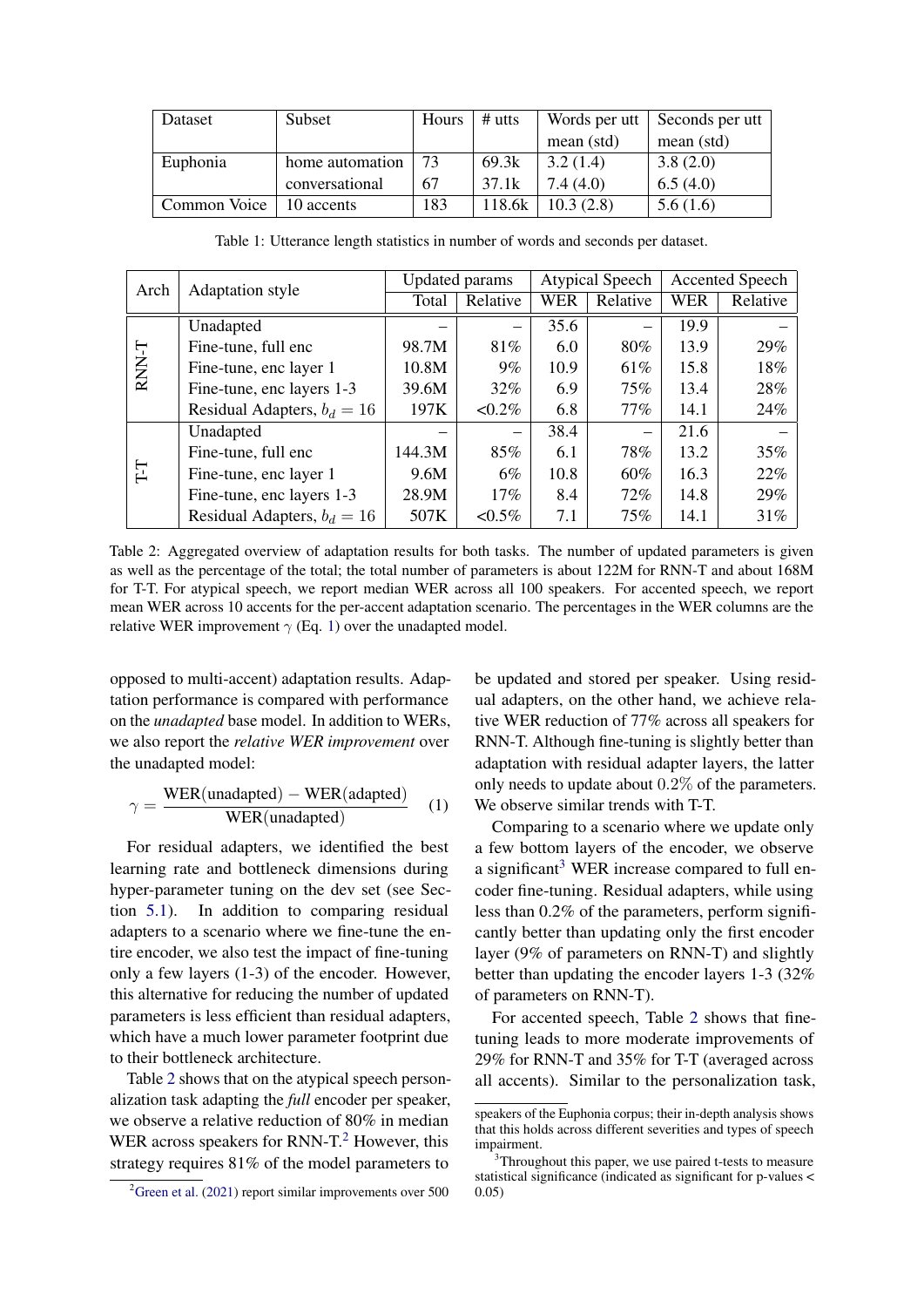| Dataset | Subset | Hours | # utts | Words per utt mean (std) | Seconds per utt mean (std) |
|---|---|---|---|---|---|
| Euphonia | home automation | 73 | 69.3k | 3.2 (1.4) | 3.8 (2.0) |
| | conversational | 67 | 37.1k | 7.4 (4.0) | 6.5 (4.0) |
| Common Voice | 10 accents | 183 | 118.6k | 10.3 (2.8) | 5.6 (1.6) |

Table 1: Utterance length statistics in number of words and seconds per dataset.

| Arch | Adaptation style | Updated params | | Atypical Speech | | Accented Speech | |
|---|---|---|---|---|---|---|---|
| | | Total | Relative | WER | Relative | WER | Relative |
| RNN-T | Unadapted | – | – | 35.6 | – | 19.9 | – |
| | Fine-tune, full enc | 98.7M | 81% | 6.0 | 80% | 13.9 | 29% |
| | Fine-tune, enc layer 1 | 10.8M | 9% | 10.9 | 61% | 15.8 | 18% |
| | Fine-tune, enc layers 1-3 | 39.6M | 32% | 6.9 | 75% | 13.4 | 28% |
| | Residual Adapters, $b_d = 16$ | 197K | <0.2% | 6.8 | 77% | 14.1 | 24% |
| T-T | Unadapted | – | – | 38.4 | – | 21.6 | – |
| | Fine-tune, full enc | 144.3M | 85% | 6.1 | 78% | 13.2 | 35% |
| | Fine-tune, enc layer 1 | 9.6M | 6% | 10.8 | 60% | 16.3 | 22% |
| | Fine-tune, enc layers 1-3 | 28.9M | 17% | 8.4 | 72% | 14.8 | 29% |
| | Residual Adapters, $b_d = 16$ | 507K | <0.5% | 7.1 | 75% | 14.1 | 31% |

Table 2: Aggregated overview of adaptation results for both tasks. The number of updated parameters is given as well as the percentage of the total; the total number of parameters is about 122M for RNN-T and about 168M for T-T. For atypical speech, we report median WER across all 100 speakers. For accented speech, we report mean WER across 10 accents for the per-accent adaptation scenario. The percentages in the WER columns are the relative WER improvement $\gamma$ (Eq. 1) over the unadapted model.

opposed to multi-accent) adaptation results. Adaptation performance is compared with performance on the *unadapted* base model. In addition to WERs, we also report the *relative WER improvement* over the unadapted model:

$$\gamma = \frac{\text{WER(unadapted)} - \text{WER(adapted)}}{\text{WER(unadapted)}} \quad (1)$$

For residual adapters, we identified the best learning rate and bottleneck dimensions during hyper-parameter tuning on the dev set (see Section 5.1). In addition to comparing residual adapters to a scenario where we fine-tune the entire encoder, we also test the impact of fine-tuning only a few layers (1-3) of the encoder. However, this alternative for reducing the number of updated parameters is less efficient than residual adapters, which have a much lower parameter footprint due to their bottleneck architecture.

Table 2 shows that on the atypical speech personalization task adapting the *full* encoder per speaker, we observe a relative reduction of 80% in median WER across speakers for RNN-T.[2] However, this strategy requires 81% of the model parameters to be updated and stored per speaker. Using residual adapters, on the other hand, we achieve relative WER reduction of 77% across all speakers for RNN-T. Although fine-tuning is slightly better than adaptation with residual adapter layers, the latter only needs to update about 0.2% of the parameters. We observe similar trends with T-T.

Comparing to a scenario where we update only a few bottom layers of the encoder, we observe a significant[3] WER increase compared to full encoder fine-tuning. Residual adapters, while using less than 0.2% of the parameters, perform significantly better than updating only the first encoder layer (9% of parameters on RNN-T) and slightly better than updating the encoder layers 1-3 (32% of parameters on RNN-T).

For accented speech, Table 2 shows that fine-tuning leads to more moderate improvements of 29% for RNN-T and 35% for T-T (averaged across all accents). Similar to the personalization task,

[2] Green et al. (2021) report similar improvements over 500 speakers of the Euphonia corpus; their in-depth analysis shows that this holds across different severities and types of speech impairment.

[3] Throughout this paper, we use paired t-tests to measure statistical significance (indicated as significant for p-values < 0.05)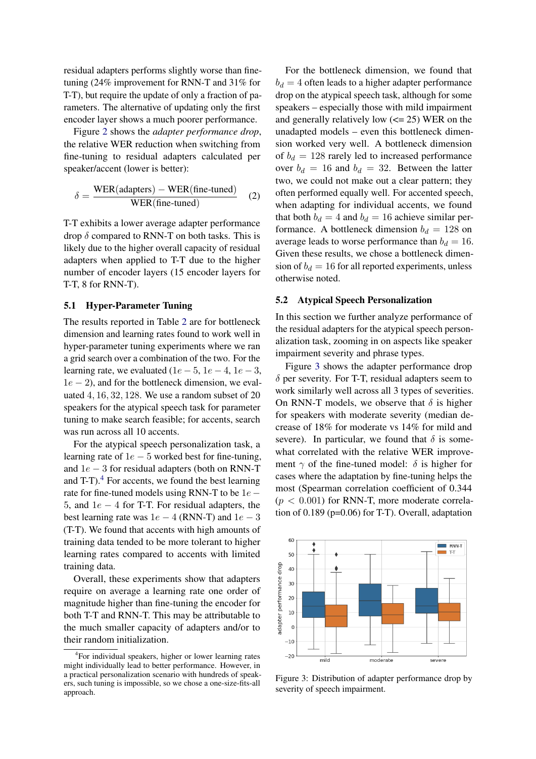residual adapters performs slightly worse than fine-tuning (24% improvement for RNN-T and 31% for T-T), but require the update of only a fraction of parameters. The alternative of updating only the first encoder layer shows a much poorer performance.

Figure 2 shows the *adapter performance drop*, the relative WER reduction when switching from fine-tuning to residual adapters calculated per speaker/accent (lower is better):

$$\delta = \frac{\text{WER(adapters)} - \text{WER(fine-tuned)}}{\text{WER(fine-tuned)}} \quad (2)$$

T-T exhibits a lower average adapter performance drop $\delta$ compared to RNN-T on both tasks. This is likely due to the higher overall capacity of residual adapters when applied to T-T due to the higher number of encoder layers (15 encoder layers for T-T, 8 for RNN-T).

### 5.1 Hyper-Parameter Tuning

The results reported in Table 2 are for bottleneck dimension and learning rates found to work well in hyper-parameter tuning experiments where we ran a grid search over a combination of the two. For the learning rate, we evaluated ($1e-5$, $1e-4$, $1e-3$, $1e-2$), and for the bottleneck dimension, we evaluated $4, 16, 32, 128$. We use a random subset of 20 speakers for the atypical speech task for parameter tuning to make search feasible; for accents, search was run across all 10 accents.

For the atypical speech personalization task, a learning rate of $1e-5$ worked best for fine-tuning, and $1e-3$ for residual adapters (both on RNN-T and T-T).[4] For accents, we found the best learning rate for fine-tuned models using RNN-T to be $1e-5$, and $1e-4$ for T-T. For residual adapters, the best learning rate was $1e-4$ (RNN-T) and $1e-3$ (T-T). We found that accents with high amounts of training data tended to be more tolerant to higher learning rates compared to accents with limited training data.

Overall, these experiments show that adapters require on average a learning rate one order of magnitude higher than fine-tuning the encoder for both T-T and RNN-T. This may be attributable to the much smaller capacity of adapters and/or to their random initialization.

For the bottleneck dimension, we found that $b_d = 4$ often leads to a higher adapter performance drop on the atypical speech task, although for some speakers – especially those with mild impairment and generally relatively low (<= 25) WER on the unadapted models – even this bottleneck dimension worked very well. A bottleneck dimension of $b_d = 128$ rarely led to increased performance over $b_d = 16$ and $b_d = 32$. Between the latter two, we could not make out a clear pattern; they often performed equally well. For accented speech, when adapting for individual accents, we found that both $b_d = 4$ and $b_d = 16$ achieve similar performance. A bottleneck dimension $b_d = 128$ on average leads to worse performance than $b_d = 16$. Given these results, we chose a bottleneck dimension of $b_d = 16$ for all reported experiments, unless otherwise noted.

### 5.2 Atypical Speech Personalization

In this section we further analyze performance of the residual adapters for the atypical speech personalization task, zooming in on aspects like speaker impairment severity and phrase types.

Figure 3 shows the adapter performance drop $\delta$ per severity. For T-T, residual adapters seem to work similarly well across all 3 types of severities. On RNN-T models, we observe that $\delta$ is higher for speakers with moderate severity (median decrease of 18% for moderate vs 14% for mild and severe). In particular, we found that $\delta$ is somewhat correlated with the relative WER improvement $\gamma$ of the fine-tuned model: $\delta$ is higher for cases where the adaptation by fine-tuning helps the most (Spearman correlation coefficient of 0.344 ($p < 0.001$) for RNN-T, more moderate correlation of 0.189 (p=0.06) for T-T). Overall, adaptation

Figure 3: Distribution of adapter performance drop by severity of speech impairment.

[4] For individual speakers, higher or lower learning rates might individually lead to better performance. However, in a practical personalization scenario with hundreds of speakers, such tuning is impossible, so we chose a one-size-fits-all approach.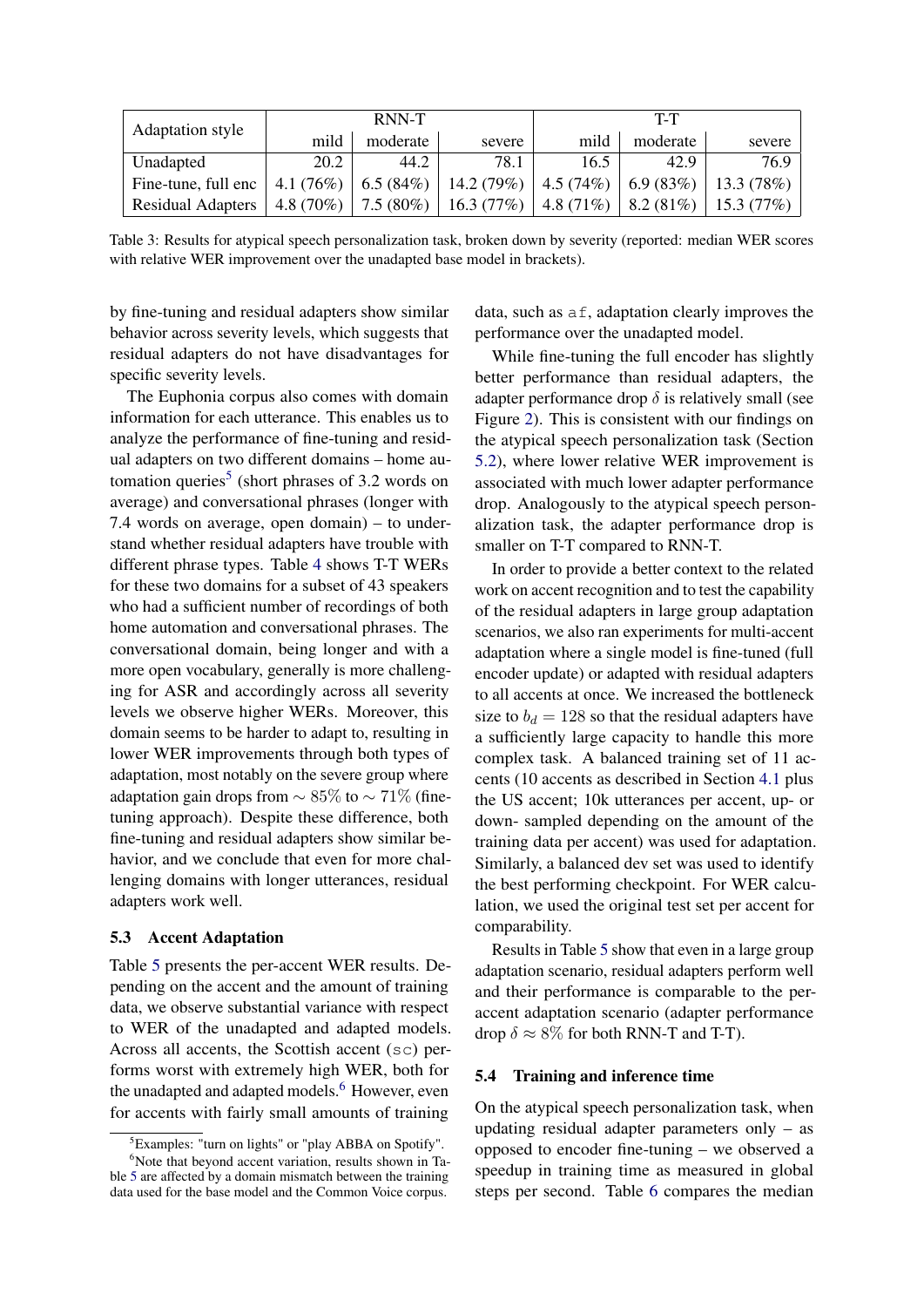| Adaptation style | RNN-T | | | T-T | | |
|---|---|---|---|---|---|---|
| | mild | moderate | severe | mild | moderate | severe |
| Unadapted | 20.2 | 44.2 | 78.1 | 16.5 | 42.9 | 76.9 |
| Fine-tune, full enc | 4.1 (76%) | 6.5 (84%) | 14.2 (79%) | 4.5 (74%) | 6.9 (83%) | 13.3 (78%) |
| Residual Adapters | 4.8 (70%) | 7.5 (80%) | 16.3 (77%) | 4.8 (71%) | 8.2 (81%) | 15.3 (77%) |

Table 3: Results for atypical speech personalization task, broken down by severity (reported: median WER scores with relative WER improvement over the unadapted base model in brackets).

by fine-tuning and residual adapters show similar behavior across severity levels, which suggests that residual adapters do not have disadvantages for specific severity levels.

The Euphonia corpus also comes with domain information for each utterance. This enables us to analyze the performance of fine-tuning and residual adapters on two different domains – home automation queries[5] (short phrases of 3.2 words on average) and conversational phrases (longer with 7.4 words on average, open domain) – to understand whether residual adapters have trouble with different phrase types. Table 4 shows T-T WERs for these two domains for a subset of 43 speakers who had a sufficient number of recordings of both home automation and conversational phrases. The conversational domain, being longer and with a more open vocabulary, generally is more challenging for ASR and accordingly across all severity levels we observe higher WERs. Moreover, this domain seems to be harder to adapt to, resulting in lower WER improvements through both types of adaptation, most notably on the severe group where adaptation gain drops from $\sim 85\%$ to $\sim 71\%$ (fine-tuning approach). Despite these difference, both fine-tuning and residual adapters show similar behavior, and we conclude that even for more challenging domains with longer utterances, residual adapters work well.

### 5.3 Accent Adaptation

Table 5 presents the per-accent WER results. Depending on the accent and the amount of training data, we observe substantial variance with respect to WER of the unadapted and adapted models. Across all accents, the Scottish accent (`sc`) performs worst with extremely high WER, both for the unadapted and adapted models.[6] However, even for accents with fairly small amounts of training data, such as `af`, adaptation clearly improves the performance over the unadapted model.

While fine-tuning the full encoder has slightly better performance than residual adapters, the adapter performance drop $\delta$ is relatively small (see Figure 2). This is consistent with our findings on the atypical speech personalization task (Section 5.2), where lower relative WER improvement is associated with much lower adapter performance drop. Analogously to the atypical speech personalization task, the adapter performance drop is smaller on T-T compared to RNN-T.

In order to provide a better context to the related work on accent recognition and to test the capability of the residual adapters in large group adaptation scenarios, we also ran experiments for multi-accent adaptation where a single model is fine-tuned (full encoder update) or adapted with residual adapters to all accents at once. We increased the bottleneck size to $b_d = 128$ so that the residual adapters have a sufficiently large capacity to handle this more complex task. A balanced training set of 11 accents (10 accents as described in Section 4.1 plus the US accent; 10k utterances per accent, up- or down- sampled depending on the amount of the training data per accent) was used for adaptation. Similarly, a balanced dev set was used to identify the best performing checkpoint. For WER calculation, we used the original test set per accent for comparability.

Results in Table 5 show that even in a large group adaptation scenario, residual adapters perform well and their performance is comparable to the per-accent adaptation scenario (adapter performance drop $\delta \approx 8\%$ for both RNN-T and T-T).

### 5.4 Training and inference time

On the atypical speech personalization task, when updating residual adapter parameters only – as opposed to encoder fine-tuning – we observed a speedup in training time as measured in global steps per second. Table 6 compares the median

[5] Examples: "turn on lights" or "play ABBA on Spotify".

[6] Note that beyond accent variation, results shown in Table 5 are affected by a domain mismatch between the training data used for the base model and the Common Voice corpus.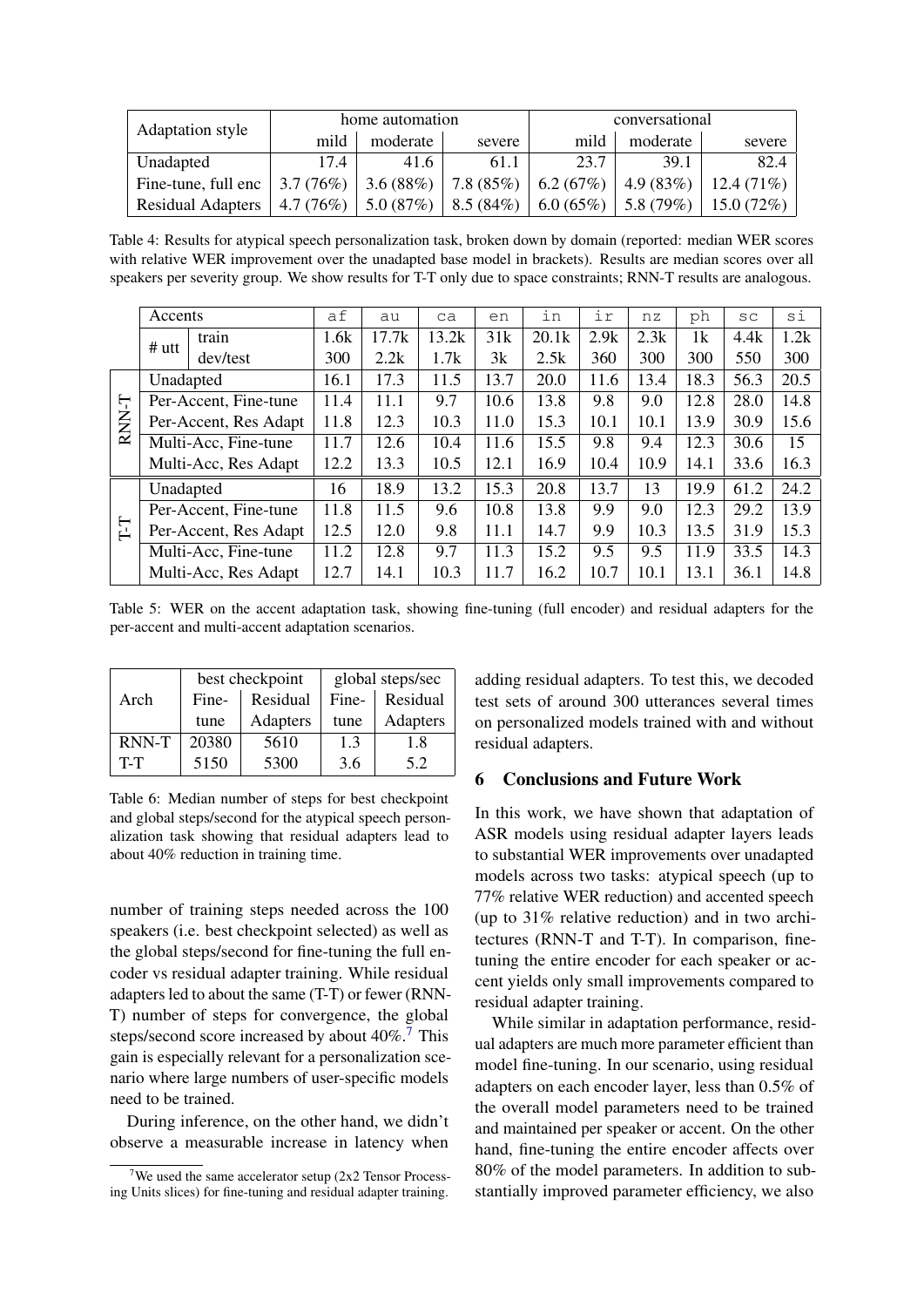| Adaptation style | home automation | | | conversational | | |
|---|---|---|---|---|---|---|
| | mild | moderate | severe | mild | moderate | severe |
| Unadapted | 17.4 | 41.6 | 61.1 | 23.7 | 39.1 | 82.4 |
| Fine-tune, full enc | 3.7 (76%) | 3.6 (88%) | 7.8 (85%) | 6.2 (67%) | 4.9 (83%) | 12.4 (71%) |
| Residual Adapters | 4.7 (76%) | 5.0 (87%) | 8.5 (84%) | 6.0 (65%) | 5.8 (79%) | 15.0 (72%) |

Table 4: Results for atypical speech personalization task, broken down by domain (reported: median WER scores with relative WER improvement over the unadapted base model in brackets). Results are median scores over all speakers per severity group. We show results for T-T only due to space constraints; RNN-T results are analogous.

| | Accents | | af | au | ca | en | in | ir | nz | ph | sc | si |
|---|---|---|---|---|---|---|---|---|---|---|---|---|
| | # utt | train | 1.6k | 17.7k | 13.2k | 31k | 20.1k | 2.9k | 2.3k | 1k | 4.4k | 1.2k |
| | | dev/test | 300 | 2.2k | 1.7k | 3k | 2.5k | 360 | 300 | 300 | 550 | 300 |
| RNN-T | Unadapted | | 16.1 | 17.3 | 11.5 | 13.7 | 20.0 | 11.6 | 13.4 | 18.3 | 56.3 | 20.5 |
| | Per-Accent, Fine-tune | | 11.4 | 11.1 | 9.7 | 10.6 | 13.8 | 9.8 | 9.0 | 12.8 | 28.0 | 14.8 |
| | Per-Accent, Res Adapt | | 11.8 | 12.3 | 10.3 | 11.0 | 15.3 | 10.1 | 10.1 | 13.9 | 30.9 | 15.6 |
| | Multi-Acc, Fine-tune | | 11.7 | 12.6 | 10.4 | 11.6 | 15.5 | 9.8 | 9.4 | 12.3 | 30.6 | 15 |
| | Multi-Acc, Res Adapt | | 12.2 | 13.3 | 10.5 | 12.1 | 16.9 | 10.4 | 10.9 | 14.1 | 33.6 | 16.3 |
| T-T | Unadapted | | 16 | 18.9 | 13.2 | 15.3 | 20.8 | 13.7 | 13 | 19.9 | 61.2 | 24.2 |
| | Per-Accent, Fine-tune | | 11.8 | 11.5 | 9.6 | 10.8 | 13.8 | 9.9 | 9.0 | 12.3 | 29.2 | 13.9 |
| | Per-Accent, Res Adapt | | 12.5 | 12.0 | 9.8 | 11.1 | 14.7 | 9.9 | 10.3 | 13.5 | 31.9 | 15.3 |
| | Multi-Acc, Fine-tune | | 11.2 | 12.8 | 9.7 | 11.3 | 15.2 | 9.5 | 9.5 | 11.9 | 33.5 | 14.3 |
| | Multi-Acc, Res Adapt | | 12.7 | 14.1 | 10.3 | 11.7 | 16.2 | 10.7 | 10.1 | 13.1 | 36.1 | 14.8 |

Table 5: WER on the accent adaptation task, showing fine-tuning (full encoder) and residual adapters for the per-accent and multi-accent adaptation scenarios.

| Arch | best checkpoint | | global steps/sec | |
|---|---|---|---|---|
| | Fine-tune | Residual Adapters | Fine-tune | Residual Adapters |
| RNN-T | 20380 | 5610 | 1.3 | 1.8 |
| T-T | 5150 | 5300 | 3.6 | 5.2 |

Table 6: Median number of steps for best checkpoint and global steps/second for the atypical speech personalization task showing that residual adapters lead to about 40% reduction in training time.

number of training steps needed across the 100 speakers (i.e. best checkpoint selected) as well as the global steps/second for fine-tuning the full encoder vs residual adapter training. While residual adapters led to about the same (T-T) or fewer (RNN-T) number of steps for convergence, the global steps/second score increased by about 40%.[7] This gain is especially relevant for a personalization scenario where large numbers of user-specific models need to be trained.

During inference, on the other hand, we didn't observe a measurable increase in latency when adding residual adapters. To test this, we decoded test sets of around 300 utterances several times on personalized models trained with and without residual adapters.

## 6 Conclusions and Future Work

In this work, we have shown that adaptation of ASR models using residual adapter layers leads to substantial WER improvements over unadapted models across two tasks: atypical speech (up to 77% relative WER reduction) and accented speech (up to 31% relative reduction) and in two architectures (RNN-T and T-T). In comparison, fine-tuning the entire encoder for each speaker or accent yields only small improvements compared to residual adapter training.

While similar in adaptation performance, residual adapters are much more parameter efficient than model fine-tuning. In our scenario, using residual adapters on each encoder layer, less than 0.5% of the overall model parameters need to be trained and maintained per speaker or accent. On the other hand, fine-tuning the entire encoder affects over 80% of the model parameters. In addition to substantially improved parameter efficiency, we also

[7] We used the same accelerator setup (2x2 Tensor Processing Units slices) for fine-tuning and residual adapter training.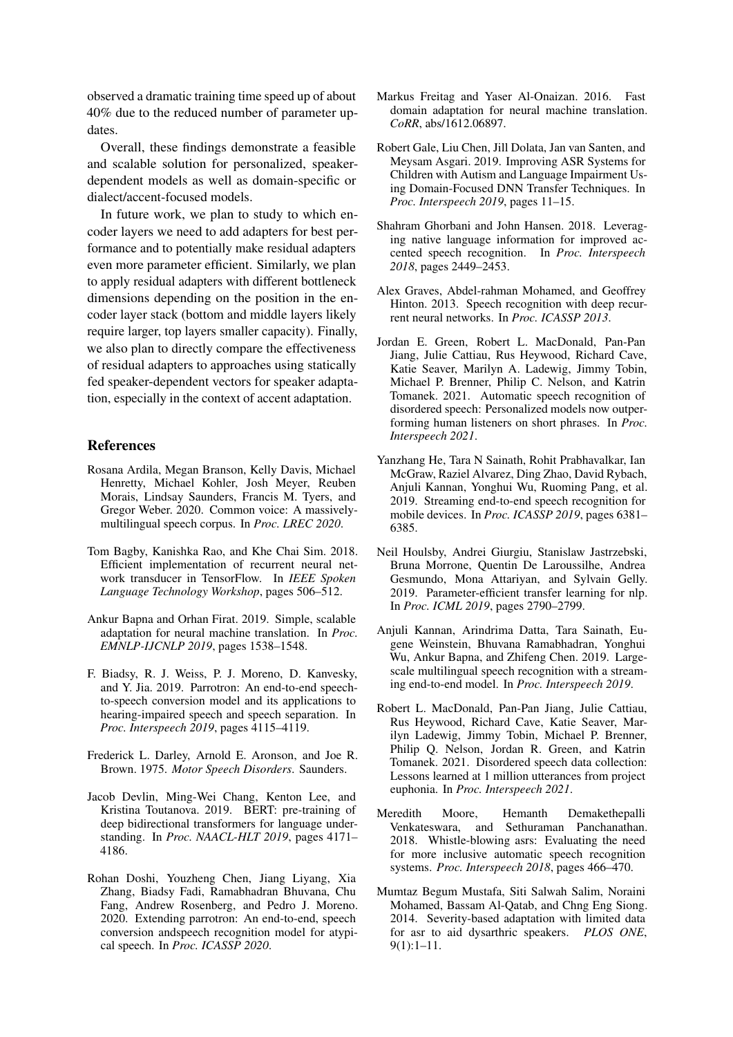observed a dramatic training time speed up of about 40% due to the reduced number of parameter updates.

Overall, these findings demonstrate a feasible and scalable solution for personalized, speaker-dependent models as well as domain-specific or dialect/accent-focused models.

In future work, we plan to study to which encoder layers we need to add adapters for best performance and to potentially make residual adapters even more parameter efficient. Similarly, we plan to apply residual adapters with different bottleneck dimensions depending on the position in the encoder layer stack (bottom and middle layers likely require larger, top layers smaller capacity). Finally, we also plan to directly compare the effectiveness of residual adapters to approaches using statically fed speaker-dependent vectors for speaker adaptation, especially in the context of accent adaptation.

## References

Rosana Ardila, Megan Branson, Kelly Davis, Michael Henretty, Michael Kohler, Josh Meyer, Reuben Morais, Lindsay Saunders, Francis M. Tyers, and Gregor Weber. 2020. Common voice: A massively-multilingual speech corpus. In *Proc. LREC 2020*.

Tom Bagby, Kanishka Rao, and Khe Chai Sim. 2018. Efficient implementation of recurrent neural network transducer in TensorFlow. In *IEEE Spoken Language Technology Workshop*, pages 506–512.

Ankur Bapna and Orhan Firat. 2019. Simple, scalable adaptation for neural machine translation. In *Proc. EMNLP-IJCNLP 2019*, pages 1538–1548.

F. Biadsy, R. J. Weiss, P. J. Moreno, D. Kanvesky, and Y. Jia. 2019. Parrotron: An end-to-end speech-to-speech conversion model and its applications to hearing-impaired speech and speech separation. In *Proc. Interspeech 2019*, pages 4115–4119.

Frederick L. Darley, Arnold E. Aronson, and Joe R. Brown. 1975. *Motor Speech Disorders*. Saunders.

Jacob Devlin, Ming-Wei Chang, Kenton Lee, and Kristina Toutanova. 2019. BERT: pre-training of deep bidirectional transformers for language understanding. In *Proc. NAACL-HLT 2019*, pages 4171–4186.

Rohan Doshi, Youzheng Chen, Jiang Liyang, Xia Zhang, Biadsy Fadi, Ramabhadran Bhuvana, Chu Fang, Andrew Rosenberg, and Pedro J. Moreno. 2020. Extending parrotron: An end-to-end, speech conversion andspeech recognition model for atypical speech. In *Proc. ICASSP 2020*.

Markus Freitag and Yaser Al-Onaizan. 2016. Fast domain adaptation for neural machine translation. *CoRR*, abs/1612.06897.

Robert Gale, Liu Chen, Jill Dolata, Jan van Santen, and Meysam Asgari. 2019. Improving ASR Systems for Children with Autism and Language Impairment Using Domain-Focused DNN Transfer Techniques. In *Proc. Interspeech 2019*, pages 11–15.

Shahram Ghorbani and John Hansen. 2018. Leveraging native language information for improved accented speech recognition. In *Proc. Interspeech 2018*, pages 2449–2453.

Alex Graves, Abdel-rahman Mohamed, and Geoffrey Hinton. 2013. Speech recognition with deep recurrent neural networks. In *Proc. ICASSP 2013*.

Jordan E. Green, Robert L. MacDonald, Pan-Pan Jiang, Julie Cattiau, Rus Heywood, Richard Cave, Katie Seaver, Marilyn A. Ladewig, Jimmy Tobin, Michael P. Brenner, Philip C. Nelson, and Katrin Tomanek. 2021. Automatic speech recognition of disordered speech: Personalized models now outperforming human listeners on short phrases. In *Proc. Interspeech 2021*.

Yanzhang He, Tara N Sainath, Rohit Prabhavalkar, Ian McGraw, Raziel Alvarez, Ding Zhao, David Rybach, Anjuli Kannan, Yonghui Wu, Ruoming Pang, et al. 2019. Streaming end-to-end speech recognition for mobile devices. In *Proc. ICASSP 2019*, pages 6381–6385.

Neil Houlsby, Andrei Giurgiu, Stanislaw Jastrzebski, Bruna Morrone, Quentin De Laroussilhe, Andrea Gesmundo, Mona Attariyan, and Sylvain Gelly. 2019. Parameter-efficient transfer learning for nlp. In *Proc. ICML 2019*, pages 2790–2799.

Anjuli Kannan, Arindrima Datta, Tara Sainath, Eugene Weinstein, Bhuvana Ramabhadran, Yonghui Wu, Ankur Bapna, and Zhifeng Chen. 2019. Large-scale multilingual speech recognition with a streaming end-to-end model. In *Proc. Interspeech 2019*.

Robert L. MacDonald, Pan-Pan Jiang, Julie Cattiau, Rus Heywood, Richard Cave, Katie Seaver, Marilyn Ladewig, Jimmy Tobin, Michael P. Brenner, Philip Q. Nelson, Jordan R. Green, and Katrin Tomanek. 2021. Disordered speech data collection: Lessons learned at 1 million utterances from project euphonia. In *Proc. Interspeech 2021*.

Meredith Moore, Hemanth Demakethepalli Venkateswara, and Sethuraman Panchanathan. 2018. Whistle-blowing asrs: Evaluating the need for more inclusive automatic speech recognition systems. *Proc. Interspeech 2018*, pages 466–470.

Mumtaz Begum Mustafa, Siti Salwah Salim, Noraini Mohamed, Bassam Al-Qatab, and Chng Eng Siong. 2014. Severity-based adaptation with limited data for asr to aid dysarthric speakers. *PLOS ONE*, 9(1):1–11.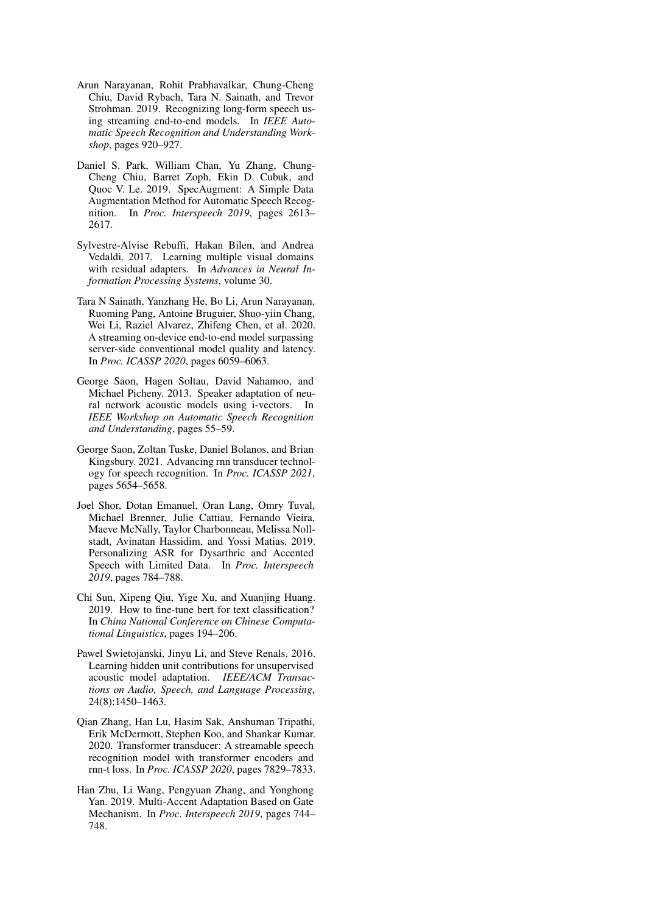Arun Narayanan, Rohit Prabhavalkar, Chung-Cheng Chiu, David Rybach, Tara N. Sainath, and Trevor Strohman. 2019. Recognizing long-form speech using streaming end-to-end models. In *IEEE Automatic Speech Recognition and Understanding Workshop*, pages 920–927.

Daniel S. Park, William Chan, Yu Zhang, Chung-Cheng Chiu, Barret Zoph, Ekin D. Cubuk, and Quoc V. Le. 2019. SpecAugment: A Simple Data Augmentation Method for Automatic Speech Recognition. In *Proc. Interspeech 2019*, pages 2613–2617.

Sylvestre-Alvise Rebuffi, Hakan Bilen, and Andrea Vedaldi. 2017. Learning multiple visual domains with residual adapters. In *Advances in Neural Information Processing Systems*, volume 30.

Tara N Sainath, Yanzhang He, Bo Li, Arun Narayanan, Ruoming Pang, Antoine Bruguier, Shuo-yiin Chang, Wei Li, Raziel Alvarez, Zhifeng Chen, et al. 2020. A streaming on-device end-to-end model surpassing server-side conventional model quality and latency. In *Proc. ICASSP 2020*, pages 6059–6063.

George Saon, Hagen Soltau, David Nahamoo, and Michael Picheny. 2013. Speaker adaptation of neural network acoustic models using i-vectors. In *IEEE Workshop on Automatic Speech Recognition and Understanding*, pages 55–59.

George Saon, Zoltan Tuske, Daniel Bolanos, and Brian Kingsbury. 2021. Advancing rnn transducer technology for speech recognition. In *Proc. ICASSP 2021*, pages 5654–5658.

Joel Shor, Dotan Emanuel, Oran Lang, Omry Tuval, Michael Brenner, Julie Cattiau, Fernando Vieira, Maeve McNally, Taylor Charbonneau, Melissa Nollstadt, Avinatan Hassidim, and Yossi Matias. 2019. Personalizing ASR for Dysarthric and Accented Speech with Limited Data. In *Proc. Interspeech 2019*, pages 784–788.

Chi Sun, Xipeng Qiu, Yige Xu, and Xuanjing Huang. 2019. How to fine-tune bert for text classification? In *China National Conference on Chinese Computational Linguistics*, pages 194–206.

Pawel Swietojanski, Jinyu Li, and Steve Renals. 2016. Learning hidden unit contributions for unsupervised acoustic model adaptation. *IEEE/ACM Transactions on Audio, Speech, and Language Processing*, 24(8):1450–1463.

Qian Zhang, Han Lu, Hasim Sak, Anshuman Tripathi, Erik McDermott, Stephen Koo, and Shankar Kumar. 2020. Transformer transducer: A streamable speech recognition model with transformer encoders and rnn-t loss. In *Proc. ICASSP 2020*, pages 7829–7833.

Han Zhu, Li Wang, Pengyuan Zhang, and Yonghong Yan. 2019. Multi-Accent Adaptation Based on Gate Mechanism. In *Proc. Interspeech 2019*, pages 744–748.